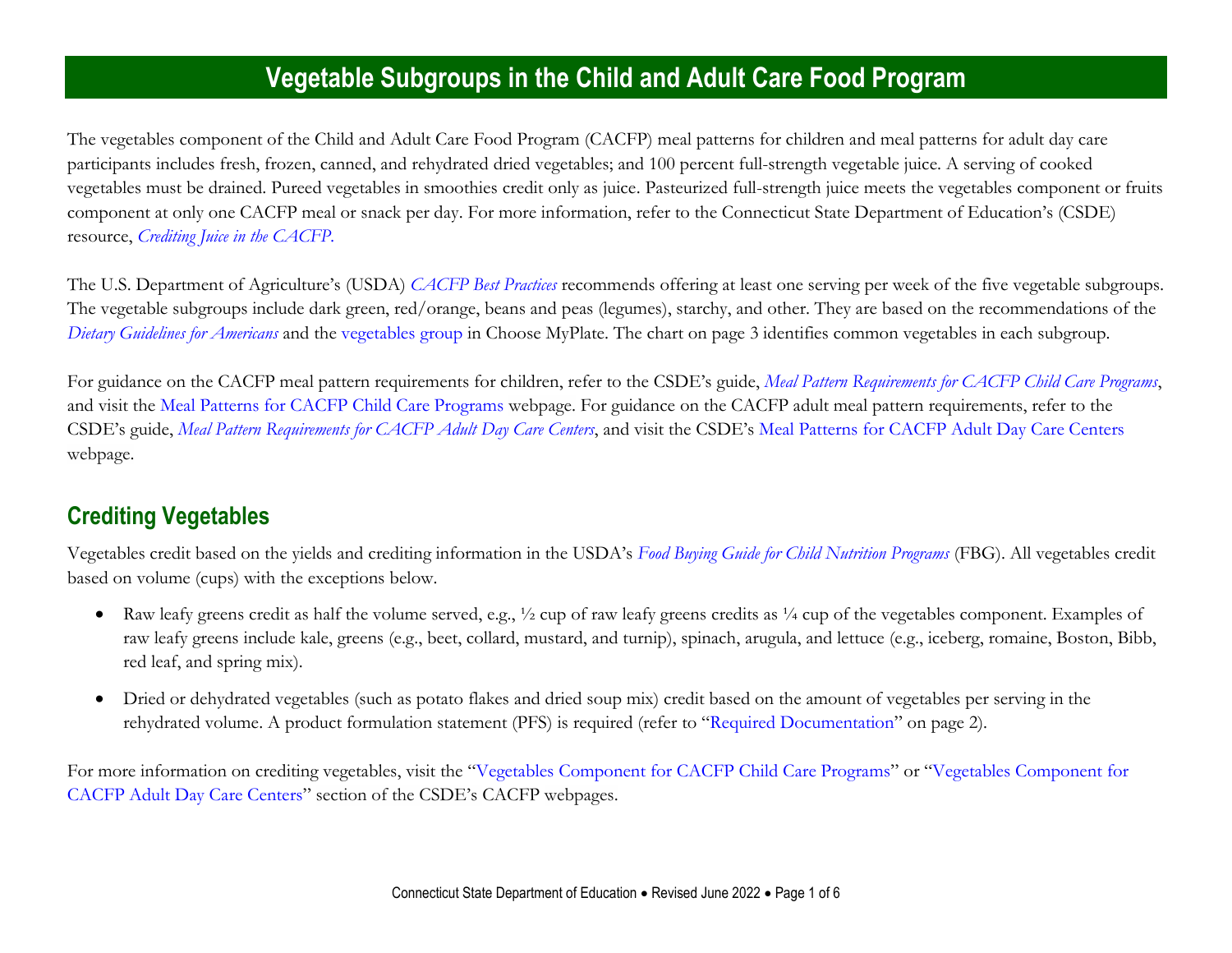# Vegetable Subgroups in the Child and Adult Care Food Program

The vegetables component of the Child and Adult Care Food Program (CACFP) meal patterns for children and meal patterns for adult day care participants includes fresh, frozen, canned, and rehydrated dried vegetables; and 100 percent full-strength vegetable juice. A serving of cooked vegetables must be drained. Pureed vegetables in smoothies credit only as juice. Pasteurized full-strength juice meets the vegetables component or fruits component at only one CACFP meal or snack per day. For more information, refer to the Connecticut State Department of Education's (CSDE) resource, *Crediting Juice in the CACFP.*

The U.S. Department of Agriculture's (USDA) *CACFP Best Practices* recommends offering at least one serving per week of the five vegetable subgroups. The vegetable subgroups include dark green, red/orange, beans and peas (legumes), starchy, and other. They are based on the recommendations of the *Dietary Guidelines for Americans* and the vegetables group in Choose MyPlate. The chart on page 3 identifies common vegetables in each subgroup.

For guidance on the CACFP meal pattern requirements for children, refer to the CSDE's guide, *Meal Pattern Requirements for CACFP Child Care Programs*, and visit the Meal Patterns for CACFP Child Care Programs webpage. For guidance on the CACFP adult meal pattern requirements, refer to the CSDE's guide, *Meal Pattern Requirements for CACFP Adult Day Care Centers*, and visit the CSDE's Meal Patterns for CACFP Adult Day Care Centers webpage.

## Crediting Vegetables

Vegetables credit based on the yields and crediting information in the USDA's *Food Buying Guide for Child Nutrition Programs* (FBG). All vegetables credit based on volume (cups) with the exceptions below.

- Raw leafy greens credit as half the volume served, e.g., ½ cup of raw leafy greens credits as ¼ cup of the vegetables component. Examples of raw leafy greens include kale, greens (e.g., beet, collard, mustard, and turnip), spinach, arugula, and lettuce (e.g., iceberg, romaine, Boston, Bibb, red leaf, and spring mix).
- Dried or dehydrated vegetables (such as potato flakes and dried soup mix) credit based on the amount of vegetables per serving in the rehydrated volume. A product formulation statement (PFS) is required (refer to "Required Documentation" on page 2).

For more information on crediting vegetables, visit the "Vegetables Component for CACFP Child Care Programs" or "Vegetables Component for CACFP Adult Day Care Centers" section of the CSDE's CACFP webpages.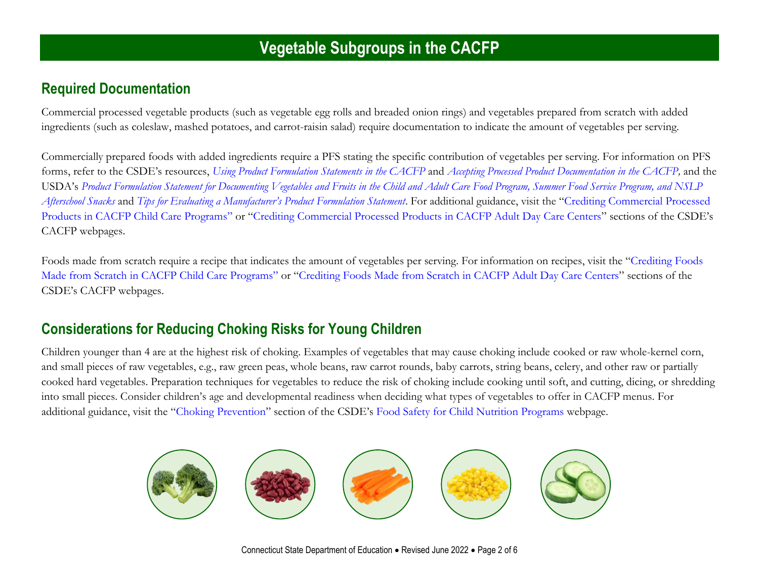# Vegetable Subgroups in the CACFP

## Required Documentation

Commercial processed vegetable products (such as vegetable egg rolls and breaded onion rings) and vegetables prepared from scratch with added ingredients (such as coleslaw, mashed potatoes, and carrot-raisin salad) require documentation to indicate the amount of vegetables per serving.

Commercially prepared foods with added ingredients require a PFS stating the specific contribution of vegetables per serving. For information on PFS forms, refer to the CSDE's resources, *Using Product Formulation Statements in the CACFP* and *Accepting Processed Product Documentation in the CACFP,* and the USDA's *Product Formulation Statement for Documenting Vegetables and Fruits in the Child and Adult Care Food Program, Summer Food Service Program, and NSLP Afterschool Snacks* and *Tips for Evaluating a Manufacturer's Product Formulation Statement*. For additional guidance, visit the "Crediting Commercial Processed Products in CACFP Child Care Programs" or "Crediting Commercial Processed Products in CACFP Adult Day Care Centers" sections of the CSDE's CACFP webpages.

Foods made from scratch require a recipe that indicates the amount of vegetables per serving. For information on recipes, visit the "Crediting Foods Made from Scratch in CACFP Child Care Programs" or "Crediting Foods Made from Scratch in CACFP Adult Day Care Centers" sections of the CSDE's CACFP webpages.

## Considerations for Reducing Choking Risks for Young Children

Children younger than 4 are at the highest risk of choking. Examples of vegetables that may cause choking include cooked or raw whole-kernel corn, and small pieces of raw vegetables, e.g., raw green peas, whole beans, raw carrot rounds, baby carrots, string beans, celery, and other raw or partially cooked hard vegetables. Preparation techniques for vegetables to reduce the risk of choking include cooking until soft, and cutting, dicing, or shredding into small pieces. Consider children's age and developmental readiness when deciding what types of vegetables to offer in CACFP menus. For additional guidance, visit the "Choking Prevention" section of the CSDE's Food Safety for Child Nutrition Programs webpage.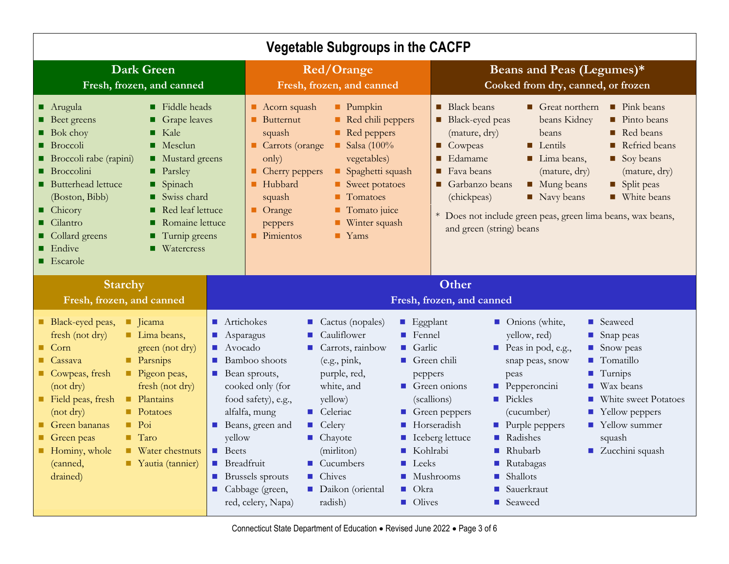# Vegetable Subgroups in the CACFP

## Dark Green

**Fresh, frozen, and canned**

- Arugula
- Beet greens
- Bok choy
- Broccoli
- Broccoli rabe (rapini)
- Broccolini
- Butterhead lettuce (Boston, Bibb)
- Chicory
- Cilantro
- Collard greens
- Endive
- Escarole
- Fiddle heads
- Grape leaves
- Kale
- Mesclun
- Mustard greens
- Parsley
- Spinach
- Swiss chard
- Red leaf lettuce
- Romaine lettuce
- Turnip greens
- Watercress

## Red/Orange

**Fresh, frozen, and canned**

- Acorn squash
- Butternut squash
- Carrots (orange only)
- Cherry peppers
- Hubbard squash
- Orange peppers
- Pimientos
- Pumpkin
- Red chili peppers
- Red peppers
- Salsa (100% vegetables)
- Spaghetti squash
- Sweet potatoes
- Tomatoes
- Tomato juice
- Winter squash
- Yams

## Beans and Peas (Legumes)*

**Cooked from dry, canned, or frozen**

- Black beans
- Black-eyed peas (mature, dry)
- Cowpeas
- Edamame
- Fava beans
- Garbanzo beans (chickpeas)
- Great northern beans Kidney beans
- Lentils
- Lima beans, (mature, dry)
- Mung beans
- Navy beans
- Pink beans
- Pinto beans
- Red beans
- Refried beans
- Soy beans (mature, dry)
- Split peas
- White beans

\* Does not include green peas, green lima beans, wax beans, and green (string) beans

## Starchy

**Fresh, frozen, and canned**

- Black-eyed peas, fresh (not dry)
- Corn
- Cassava
- Cowpeas, fresh (not dry)
- Field peas, fresh (not dry)
- Green bananas
- Green peas
- Hominy, whole (canned, drained)
- Jicama
- Lima beans, green (not dry)
- Parsnips
- Pigeon peas, fresh (not dry)
- Plantains
- Potatoes
- Poi
- Taro
- Water chestnuts
- Yautia (tannier)

## Other

**Fresh, frozen, and canned**

- Artichokes
- Asparagus
- Avocado
- Bamboo shoots
- Bean sprouts, cooked only (for food safety), e.g., alfalfa, mung
- Beans, green and yellow
- Beets
- Breadfruit
- Brussels sprouts
- Cabbage (green, red, celery, Napa)
- Cactus (nopales)
- Cauliflower
- Carrots, rainbow (e.g., pink, purple, red, white, and yellow)
- Celeriac
- Celery
- Chayote (mirliton)
- Cucumbers
- Chives
- Daikon (oriental radish)
- Eggplant
- Fennel
- Garlic
- Green chili peppers
- Green onions (scallions)
- Green peppers
- Horseradish
- Iceberg lettuce
- Kohlrabi
- Leeks
- Mushrooms
- Okra
- Olives
- Onions (white, yellow, red)
- Peas in pod, e.g., snap peas, snow peas
- Pepperoncini
- Pickles (cucumber)
- Purple peppers
- Radishes
- Rhubarb
- Rutabagas
- Shallots
- Sauerkraut
- Seaweed
- Seaweed
- Snap peas
- Snow peas
- Tomatillo
- Turnips
- Wax beans
- White sweet Potatoes
- Yellow peppers
- Yellow summer squash
- Zucchini squash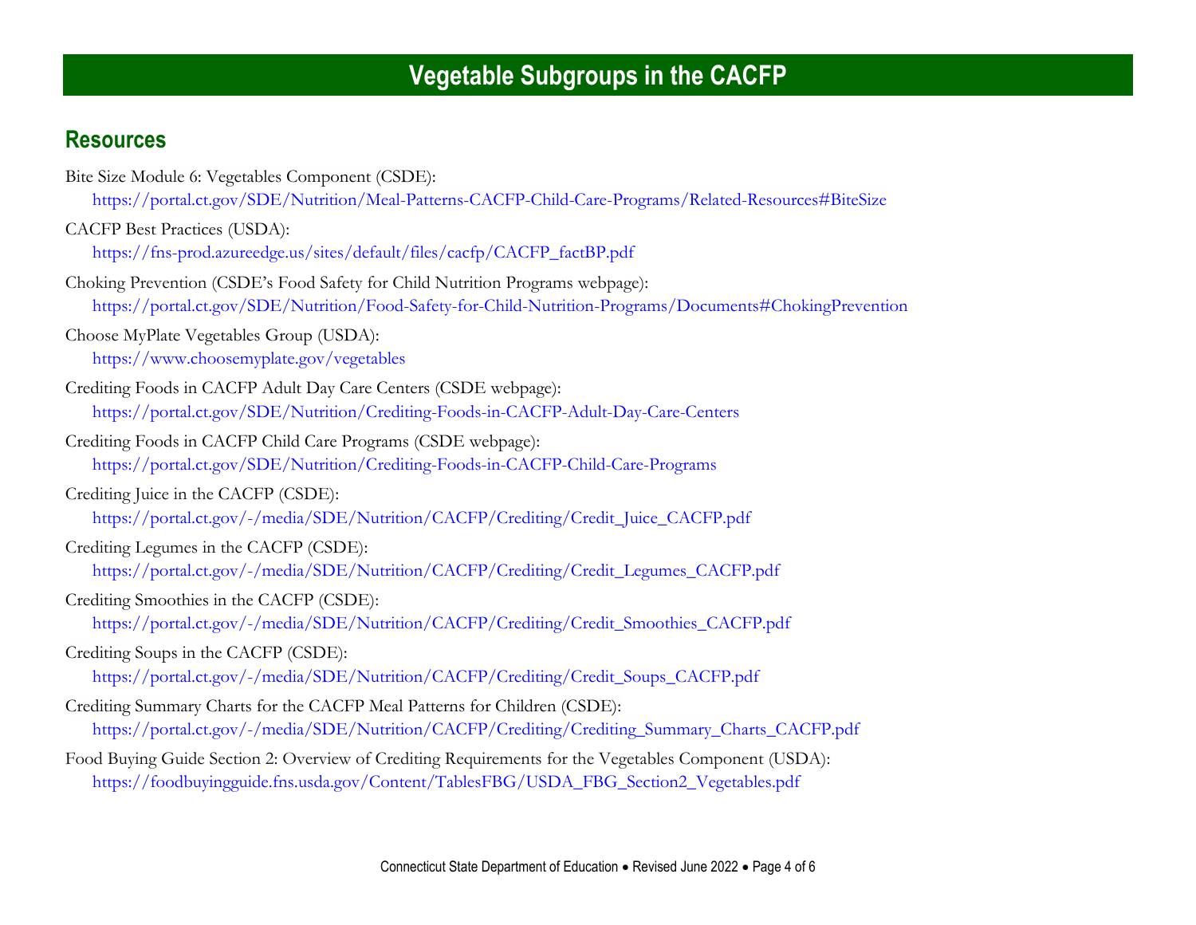# Vegetable Subgroups in the CACFP

## Resources

Bite Size Module 6: Vegetables Component (CSDE):
https://portal.ct.gov/SDE/Nutrition/Meal-Patterns-CACFP-Child-Care-Programs/Related-Resources#BiteSize

CACFP Best Practices (USDA):
https://fns-prod.azureedge.us/sites/default/files/cacfp/CACFP_factBP.pdf

Choking Prevention (CSDE's Food Safety for Child Nutrition Programs webpage):
https://portal.ct.gov/SDE/Nutrition/Food-Safety-for-Child-Nutrition-Programs/Documents#ChokingPrevention

Choose MyPlate Vegetables Group (USDA):
https://www.choosemyplate.gov/vegetables

Crediting Foods in CACFP Adult Day Care Centers (CSDE webpage):
https://portal.ct.gov/SDE/Nutrition/Crediting-Foods-in-CACFP-Adult-Day-Care-Centers

Crediting Foods in CACFP Child Care Programs (CSDE webpage):
https://portal.ct.gov/SDE/Nutrition/Crediting-Foods-in-CACFP-Child-Care-Programs

Crediting Juice in the CACFP (CSDE):
https://portal.ct.gov/-/media/SDE/Nutrition/CACFP/Crediting/Credit_Juice_CACFP.pdf

Crediting Legumes in the CACFP (CSDE):
https://portal.ct.gov/-/media/SDE/Nutrition/CACFP/Crediting/Credit_Legumes_CACFP.pdf

Crediting Smoothies in the CACFP (CSDE):
https://portal.ct.gov/-/media/SDE/Nutrition/CACFP/Crediting/Credit_Smoothies_CACFP.pdf

Crediting Soups in the CACFP (CSDE):
https://portal.ct.gov/-/media/SDE/Nutrition/CACFP/Crediting/Credit_Soups_CACFP.pdf

Crediting Summary Charts for the CACFP Meal Patterns for Children (CSDE):
https://portal.ct.gov/-/media/SDE/Nutrition/CACFP/Crediting/Crediting_Summary_Charts_CACFP.pdf

Food Buying Guide Section 2: Overview of Crediting Requirements for the Vegetables Component (USDA):
https://foodbuyingguide.fns.usda.gov/Content/TablesFBG/USDA_FBG_Section2_Vegetables.pdf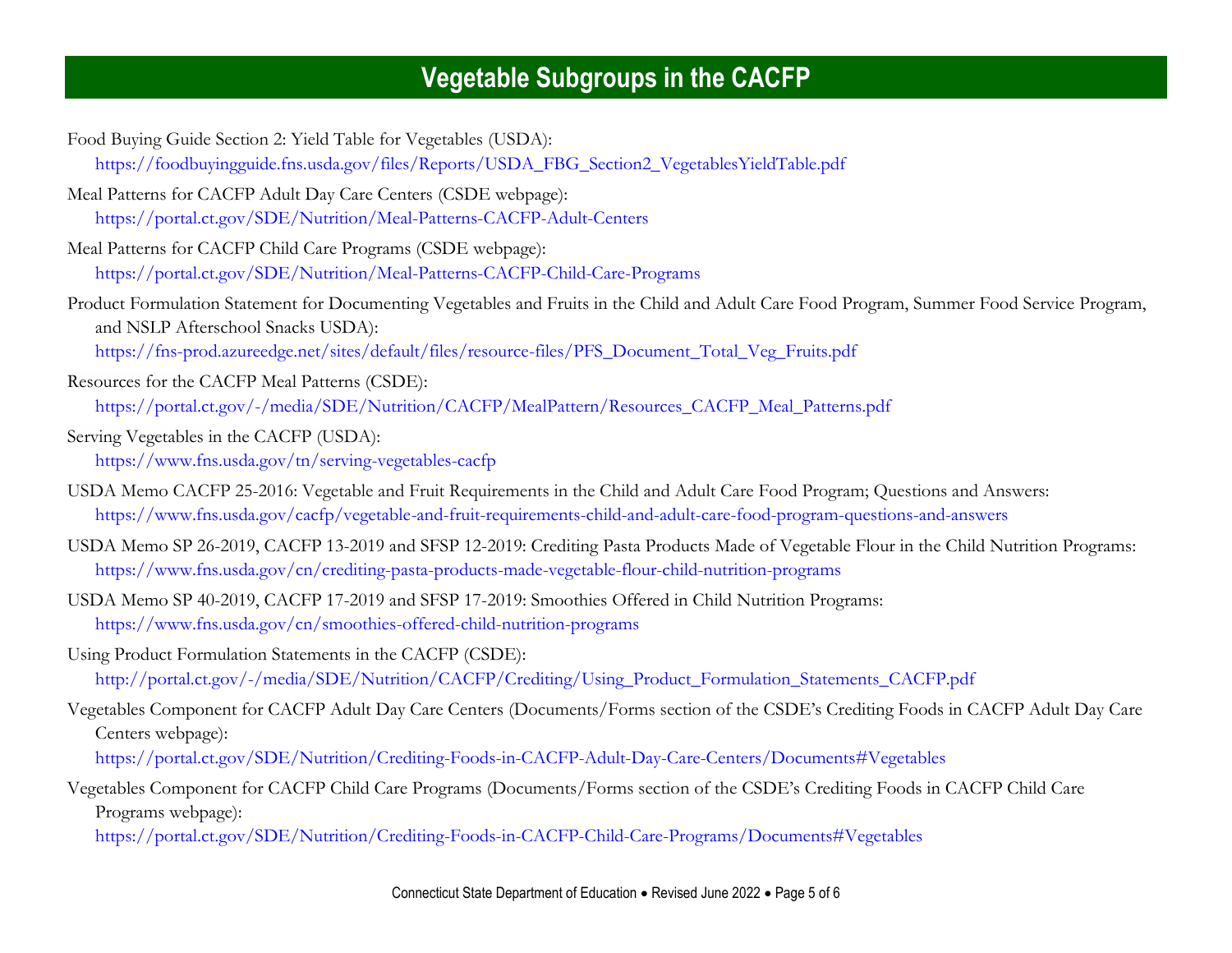## Vegetable Subgroups in the CACFP

Food Buying Guide Section 2: Yield Table for Vegetables (USDA):
https://foodbuyingguide.fns.usda.gov/files/Reports/USDA_FBG_Section2_VegetablesYieldTable.pdf

Meal Patterns for CACFP Adult Day Care Centers (CSDE webpage):
https://portal.ct.gov/SDE/Nutrition/Meal-Patterns-CACFP-Adult-Centers

Meal Patterns for CACFP Child Care Programs (CSDE webpage):
https://portal.ct.gov/SDE/Nutrition/Meal-Patterns-CACFP-Child-Care-Programs

Product Formulation Statement for Documenting Vegetables and Fruits in the Child and Adult Care Food Program, Summer Food Service Program, and NSLP Afterschool Snacks USDA):
https://fns-prod.azureedge.net/sites/default/files/resource-files/PFS_Document_Total_Veg_Fruits.pdf

Resources for the CACFP Meal Patterns (CSDE):
https://portal.ct.gov/-/media/SDE/Nutrition/CACFP/MealPattern/Resources_CACFP_Meal_Patterns.pdf

Serving Vegetables in the CACFP (USDA):
https://www.fns.usda.gov/tn/serving-vegetables-cacfp

USDA Memo CACFP 25-2016: Vegetable and Fruit Requirements in the Child and Adult Care Food Program; Questions and Answers:
https://www.fns.usda.gov/cacfp/vegetable-and-fruit-requirements-child-and-adult-care-food-program-questions-and-answers

USDA Memo SP 26-2019, CACFP 13-2019 and SFSP 12-2019: Crediting Pasta Products Made of Vegetable Flour in the Child Nutrition Programs:
https://www.fns.usda.gov/cn/crediting-pasta-products-made-vegetable-flour-child-nutrition-programs

USDA Memo SP 40-2019, CACFP 17-2019 and SFSP 17-2019: Smoothies Offered in Child Nutrition Programs:
https://www.fns.usda.gov/cn/smoothies-offered-child-nutrition-programs

Using Product Formulation Statements in the CACFP (CSDE):
http://portal.ct.gov/-/media/SDE/Nutrition/CACFP/Crediting/Using_Product_Formulation_Statements_CACFP.pdf

Vegetables Component for CACFP Adult Day Care Centers (Documents/Forms section of the CSDE's Crediting Foods in CACFP Adult Day Care Centers webpage):
https://portal.ct.gov/SDE/Nutrition/Crediting-Foods-in-CACFP-Adult-Day-Care-Centers/Documents#Vegetables

Vegetables Component for CACFP Child Care Programs (Documents/Forms section of the CSDE's Crediting Foods in CACFP Child Care Programs webpage):
https://portal.ct.gov/SDE/Nutrition/Crediting-Foods-in-CACFP-Child-Care-Programs/Documents#Vegetables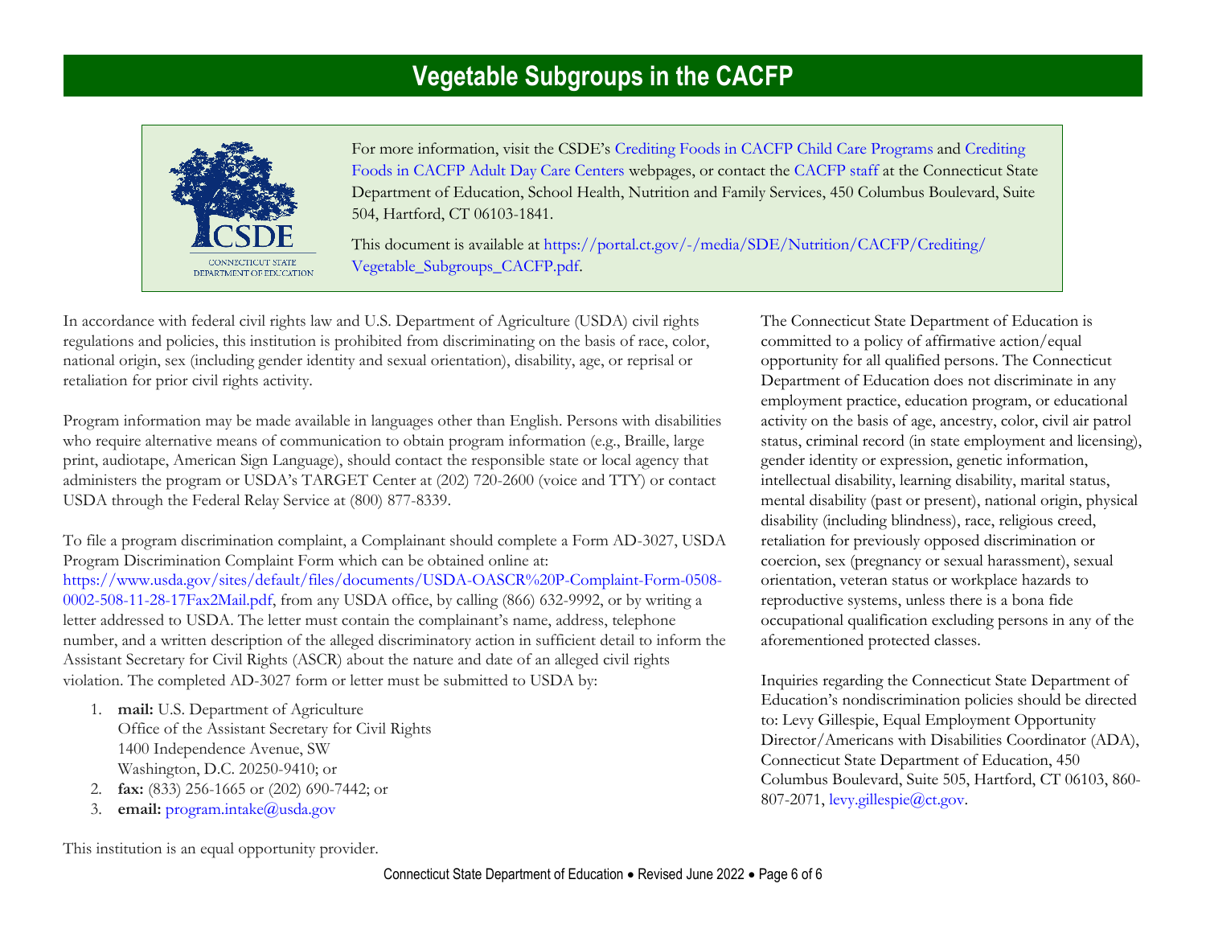# Vegetable Subgroups in the CACFP

For more information, visit the CSDE's Crediting Foods in CACFP Child Care Programs and Crediting Foods in CACFP Adult Day Care Centers webpages, or contact the CACFP staff at the Connecticut State Department of Education, School Health, Nutrition and Family Services, 450 Columbus Boulevard, Suite 504, Hartford, CT 06103-1841.

This document is available at https://portal.ct.gov/-/media/SDE/Nutrition/CACFP/Crediting/Vegetable_Subgroups_CACFP.pdf.

In accordance with federal civil rights law and U.S. Department of Agriculture (USDA) civil rights regulations and policies, this institution is prohibited from discriminating on the basis of race, color, national origin, sex (including gender identity and sexual orientation), disability, age, or reprisal or retaliation for prior civil rights activity.

Program information may be made available in languages other than English. Persons with disabilities who require alternative means of communication to obtain program information (e.g., Braille, large print, audiotape, American Sign Language), should contact the responsible state or local agency that administers the program or USDA's TARGET Center at (202) 720-2600 (voice and TTY) or contact USDA through the Federal Relay Service at (800) 877-8339.

To file a program discrimination complaint, a Complainant should complete a Form AD-3027, USDA Program Discrimination Complaint Form which can be obtained online at: https://www.usda.gov/sites/default/files/documents/USDA-OASCR%20P-Complaint-Form-0508-0002-508-11-28-17Fax2Mail.pdf, from any USDA office, by calling (866) 632-9992, or by writing a letter addressed to USDA. The letter must contain the complainant's name, address, telephone number, and a written description of the alleged discriminatory action in sufficient detail to inform the Assistant Secretary for Civil Rights (ASCR) about the nature and date of an alleged civil rights violation. The completed AD-3027 form or letter must be submitted to USDA by:

1. **mail:** U.S. Department of Agriculture
   Office of the Assistant Secretary for Civil Rights
   1400 Independence Avenue, SW
   Washington, D.C. 20250-9410; or
2. **fax:** (833) 256-1665 or (202) 690-7442; or
3. **email:** program.intake@usda.gov

This institution is an equal opportunity provider.

The Connecticut State Department of Education is committed to a policy of affirmative action/equal opportunity for all qualified persons. The Connecticut Department of Education does not discriminate in any employment practice, education program, or educational activity on the basis of age, ancestry, color, civil air patrol status, criminal record (in state employment and licensing), gender identity or expression, genetic information, intellectual disability, learning disability, marital status, mental disability (past or present), national origin, physical disability (including blindness), race, religious creed, retaliation for previously opposed discrimination or coercion, sex (pregnancy or sexual harassment), sexual orientation, veteran status or workplace hazards to reproductive systems, unless there is a bona fide occupational qualification excluding persons in any of the aforementioned protected classes.

Inquiries regarding the Connecticut State Department of Education's nondiscrimination policies should be directed to: Levy Gillespie, Equal Employment Opportunity Director/Americans with Disabilities Coordinator (ADA), Connecticut State Department of Education, 450 Columbus Boulevard, Suite 505, Hartford, CT 06103, 860-807-2071, levy.gillespie@ct.gov.